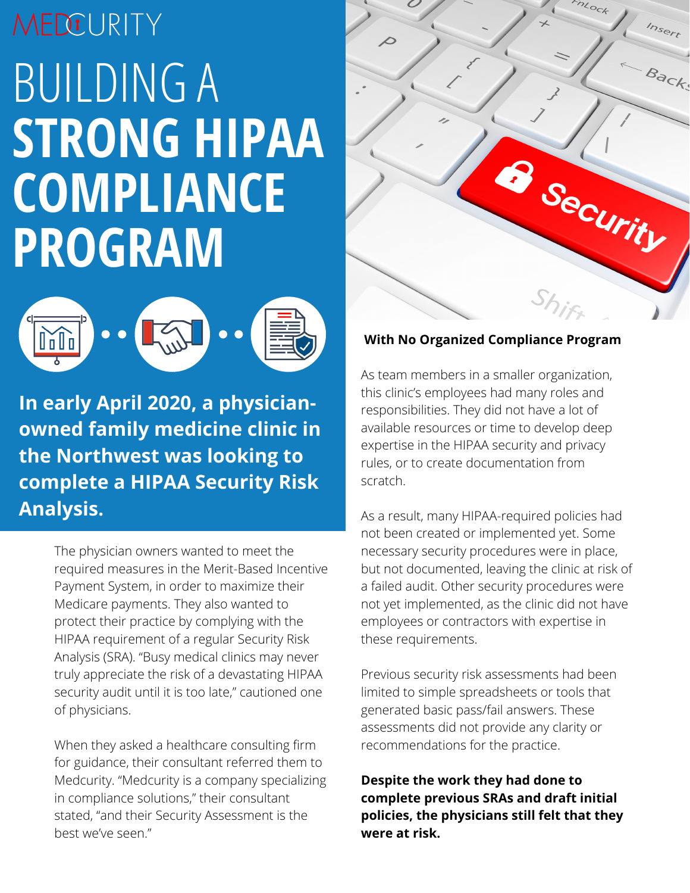MEDCURITY

# BUILDING A **STRONG HIPAA COMPLIANCE PROGRAM**

**In early April 2020, a physician-owned family medicine clinic in the Northwest was looking to complete a HIPAA Security Risk Analysis.**

The physician owners wanted to meet the required measures in the Merit-Based Incentive Payment System, in order to maximize their Medicare payments. They also wanted to protect their practice by complying with the HIPAA requirement of a regular Security Risk Analysis (SRA). "Busy medical clinics may never truly appreciate the risk of a devastating HIPAA security audit until it is too late," cautioned one of physicians.

When they asked a healthcare consulting firm for guidance, their consultant referred them to Medcurity. "Medcurity is a company specializing in compliance solutions," their consultant stated, "and their Security Assessment is the best we've seen."

### With No Organized Compliance Program

As team members in a smaller organization, this clinic's employees had many roles and responsibilities. They did not have a lot of available resources or time to develop deep expertise in the HIPAA security and privacy rules, or to create documentation from scratch.

As a result, many HIPAA-required policies had not been created or implemented yet. Some necessary security procedures were in place, but not documented, leaving the clinic at risk of a failed audit. Other security procedures were not yet implemented, as the clinic did not have employees or contractors with expertise in these requirements.

Previous security risk assessments had been limited to simple spreadsheets or tools that generated basic pass/fail answers. These assessments did not provide any clarity or recommendations for the practice.

**Despite the work they had done to complete previous SRAs and draft initial policies, the physicians still felt that they were at risk.**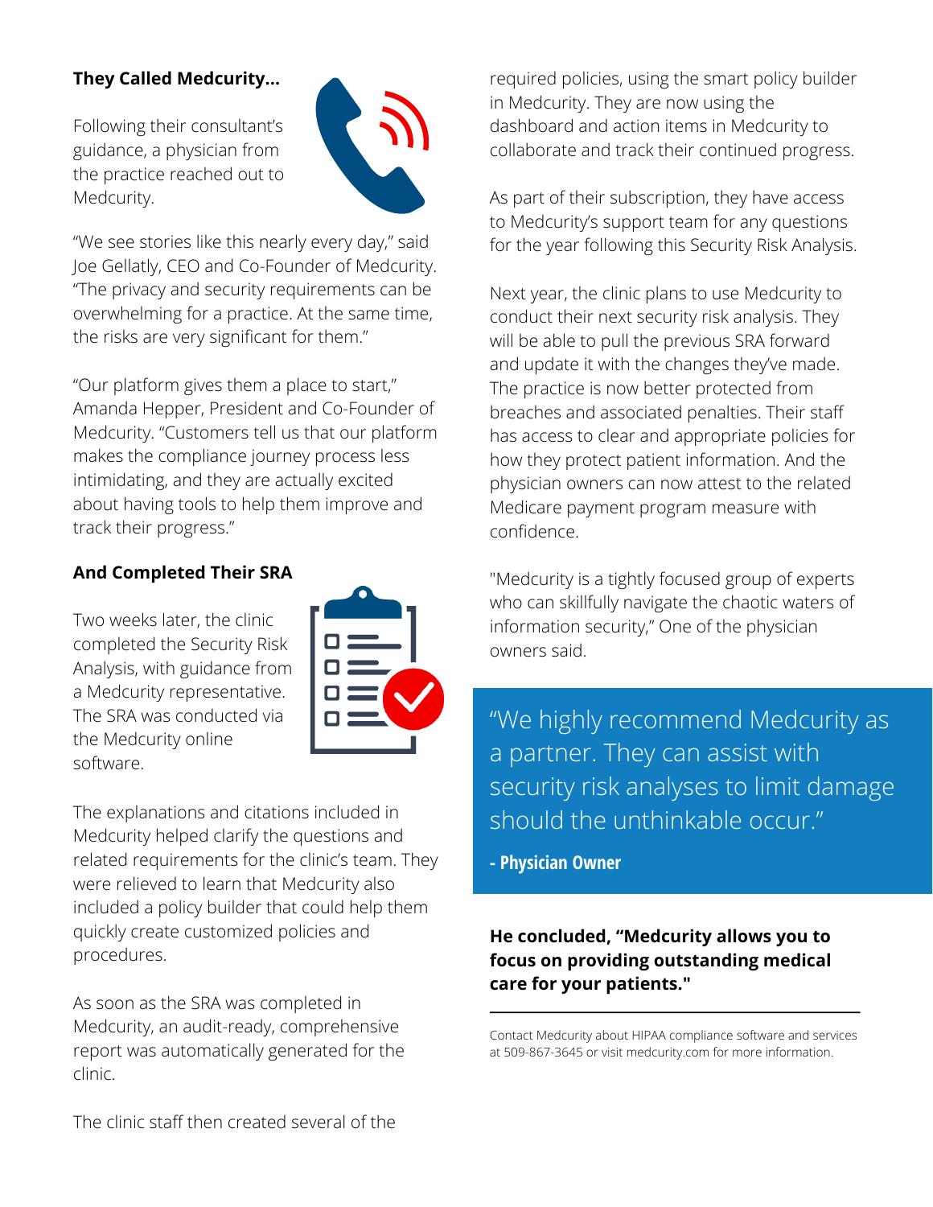**They Called Medcurity...**

Following their consultant's guidance, a physician from the practice reached out to Medcurity.

"We see stories like this nearly every day," said Joe Gellatly, CEO and Co-Founder of Medcurity. "The privacy and security requirements can be overwhelming for a practice. At the same time, the risks are very significant for them."

"Our platform gives them a place to start," Amanda Hepper, President and Co-Founder of Medcurity. "Customers tell us that our platform makes the compliance journey process less intimidating, and they are actually excited about having tools to help them improve and track their progress."

**And Completed Their SRA**

Two weeks later, the clinic completed the Security Risk Analysis, with guidance from a Medcurity representative. The SRA was conducted via the Medcurity online software.

The explanations and citations included in Medcurity helped clarify the questions and related requirements for the clinic's team. They were relieved to learn that Medcurity also included a policy builder that could help them quickly create customized policies and procedures.

As soon as the SRA was completed in Medcurity, an audit-ready, comprehensive report was automatically generated for the clinic.

The clinic staff then created several of the required policies, using the smart policy builder in Medcurity. They are now using the dashboard and action items in Medcurity to collaborate and track their continued progress.

As part of their subscription, they have access to Medcurity's support team for any questions for the year following this Security Risk Analysis.

Next year, the clinic plans to use Medcurity to conduct their next security risk analysis. They will be able to pull the previous SRA forward and update it with the changes they've made. The practice is now better protected from breaches and associated penalties. Their staff has access to clear and appropriate policies for how they protect patient information. And the physician owners can now attest to the related Medicare payment program measure with confidence.

"Medcurity is a tightly focused group of experts who can skillfully navigate the chaotic waters of information security," One of the physician owners said.

> "We highly recommend Medcurity as a partner. They can assist with security risk analyses to limit damage should the unthinkable occur."
>
> **- Physician Owner**

**He concluded, "Medcurity allows you to focus on providing outstanding medical care for your patients."**

---

Contact Medcurity about HIPAA compliance software and services at 509-867-3645 or visit medcurity.com for more information.